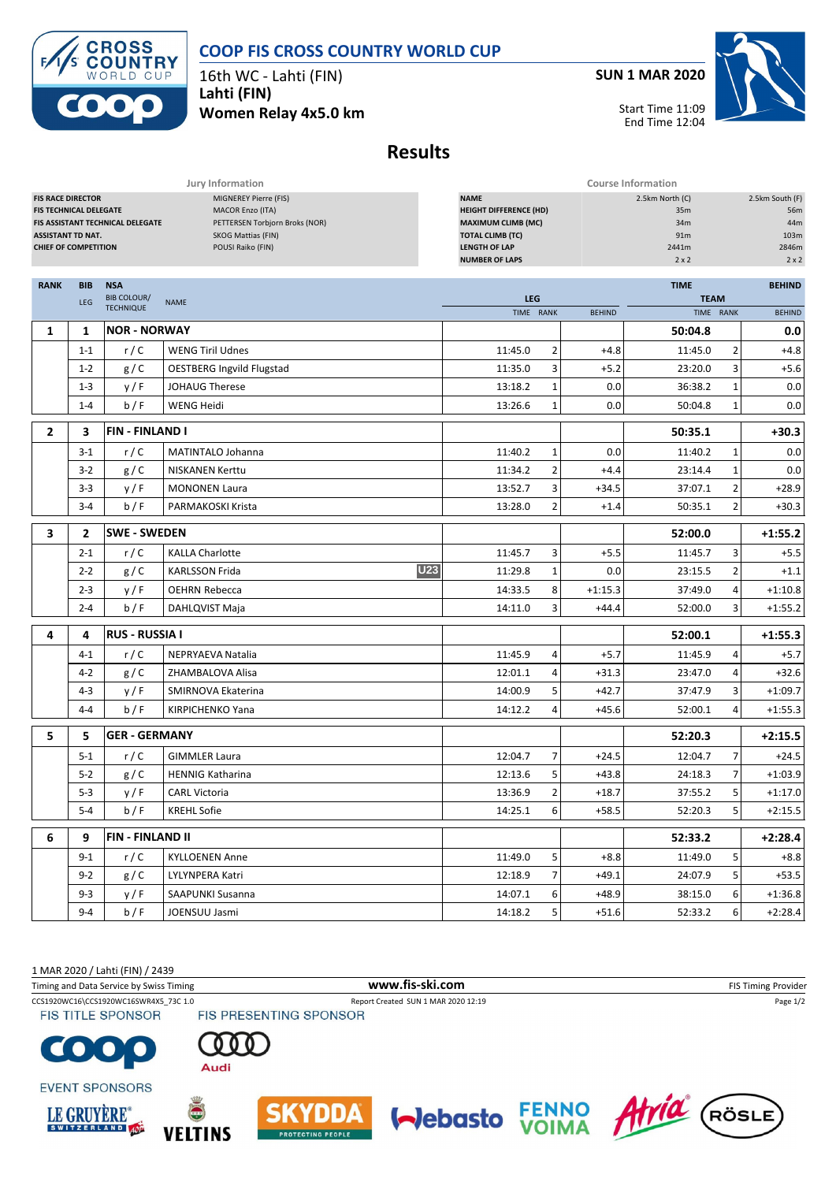# COOP FIS CROSS COUNTRY WORLD CUP

16th WC - Lahti (FIN)

**Lahti (FIN)**

**Women Relay 4x5.0 km**

**SUN 1 MAR 2020**

Start Time 11:09
End Time 12:04

## Results

| Jury Information | |
|---|---|
| FIS RACE DIRECTOR | MIGNEREY Pierre (FIS) |
| FIS TECHNICAL DELEGATE | MACOR Enzo (ITA) |
| FIS ASSISTANT TECHNICAL DELEGATE | PETTERSEN Torbjorn Broks (NOR) |
| ASSISTANT TD NAT. | SKOG Mattias (FIN) |
| CHIEF OF COMPETITION | POUSI Raiko (FIN) |

| Course Information | | |
|---|---|---|
| NAME | 2.5km North (C) | 2.5km South (F) |
| HEIGHT DIFFERENCE (HD) | 35m | 56m |
| MAXIMUM CLIMB (MC) | 34m | 44m |
| TOTAL CLIMB (TC) | 91m | 103m |
| LENGTH OF LAP | 2441m | 2846m |
| NUMBER OF LAPS | 2 x 2 | 2 x 2 |

| RANK | BIB / LEG | NSA / BIB COLOUR/ TECHNIQUE | NAME | LEG TIME | LEG RANK | LEG BEHIND | TEAM TIME | TEAM RANK | BEHIND |
|---|---|---|---|---|---|---|---|---|---|
| **1** | **1** | **NOR - NORWAY** | | | | | **50:04.8** | | **0.0** |
| | 1-1 | r / C | WENG Tiril Udnes | 11:45.0 | 2 | +4.8 | 11:45.0 | 2 | +4.8 |
| | 1-2 | g / C | OESTBERG Ingvild Flugstad | 11:35.0 | 3 | +5.2 | 23:20.0 | 3 | +5.6 |
| | 1-3 | y / F | JOHAUG Therese | 13:18.2 | 1 | 0.0 | 36:38.2 | 1 | 0.0 |
| | 1-4 | b / F | WENG Heidi | 13:26.6 | 1 | 0.0 | 50:04.8 | 1 | 0.0 |
| **2** | **3** | **FIN - FINLAND I** | | | | | **50:35.1** | | **+30.3** |
| | 3-1 | r / C | MATINTALO Johanna | 11:40.2 | 1 | 0.0 | 11:40.2 | 1 | 0.0 |
| | 3-2 | g / C | NISKANEN Kerttu | 11:34.2 | 2 | +4.4 | 23:14.4 | 1 | 0.0 |
| | 3-3 | y / F | MONONEN Laura | 13:52.7 | 3 | +34.5 | 37:07.1 | 2 | +28.9 |
| | 3-4 | b / F | PARMAKOSKI Krista | 13:28.0 | 2 | +1.4 | 50:35.1 | 2 | +30.3 |
| **3** | **2** | **SWE - SWEDEN** | | | | | **52:00.0** | | **+1:55.2** |
| | 2-1 | r / C | KALLA Charlotte | 11:45.7 | 3 | +5.5 | 11:45.7 | 3 | +5.5 |
| | 2-2 | g / C | KARLSSON Frida U23 | 11:29.8 | 1 | 0.0 | 23:15.5 | 2 | +1.1 |
| | 2-3 | y / F | OEHRN Rebecca | 14:33.5 | 8 | +1:15.3 | 37:49.0 | 4 | +1:10.8 |
| | 2-4 | b / F | DAHLQVIST Maja | 14:11.0 | 3 | +44.4 | 52:00.0 | 3 | +1:55.2 |
| **4** | **4** | **RUS - RUSSIA I** | | | | | **52:00.1** | | **+1:55.3** |
| | 4-1 | r / C | NEPRYAEVA Natalia | 11:45.9 | 4 | +5.7 | 11:45.9 | 4 | +5.7 |
| | 4-2 | g / C | ZHAMBALOVA Alisa | 12:01.1 | 4 | +31.3 | 23:47.0 | 4 | +32.6 |
| | 4-3 | y / F | SMIRNOVA Ekaterina | 14:00.9 | 5 | +42.7 | 37:47.9 | 3 | +1:09.7 |
| | 4-4 | b / F | KIRPICHENKO Yana | 14:12.2 | 4 | +45.6 | 52:00.1 | 4 | +1:55.3 |
| **5** | **5** | **GER - GERMANY** | | | | | **52:20.3** | | **+2:15.5** |
| | 5-1 | r / C | GIMMLER Laura | 12:04.7 | 7 | +24.5 | 12:04.7 | 7 | +24.5 |
| | 5-2 | g / C | HENNIG Katharina | 12:13.6 | 5 | +43.8 | 24:18.3 | 7 | +1:03.9 |
| | 5-3 | y / F | CARL Victoria | 13:36.9 | 2 | +18.7 | 37:55.2 | 5 | +1:17.0 |
| | 5-4 | b / F | KREHL Sofie | 14:25.1 | 6 | +58.5 | 52:20.3 | 5 | +2:15.5 |
| **6** | **9** | **FIN - FINLAND II** | | | | | **52:33.2** | | **+2:28.4** |
| | 9-1 | r / C | KYLLOENEN Anne | 11:49.0 | 5 | +8.8 | 11:49.0 | 5 | +8.8 |
| | 9-2 | g / C | LYLYNPERA Katri | 12:18.9 | 7 | +49.1 | 24:07.9 | 5 | +53.5 |
| | 9-3 | y / F | SAAPUNKI Susanna | 14:07.1 | 6 | +48.9 | 38:15.0 | 6 | +1:36.8 |
| | 9-4 | b / F | JOENSUU Jasmi | 14:18.2 | 5 | +51.6 | 52:33.2 | 6 | +2:28.4 |

1 MAR 2020 / Lahti (FIN) / 2439

Timing and Data Service by Swiss Timing — www.fis-ski.com — FIS Timing Provider

CCS1920WC16\CCS1920WC16SWR4X5_73C 1.0 — Report Created SUN 1 MAR 2020 12:19

FIS TITLE SPONSOR — FIS PRESENTING SPONSOR

EVENT SPONSORS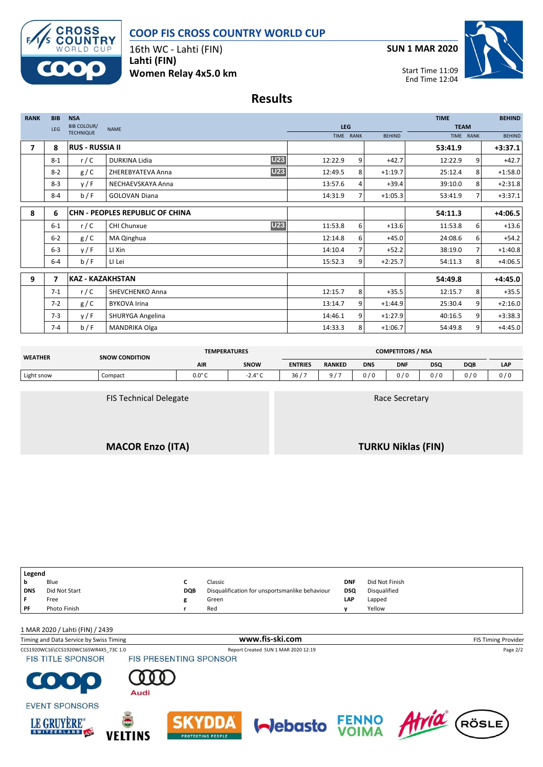# COOP FIS CROSS COUNTRY WORLD CUP

16th WC - Lahti (FIN)

**Lahti (FIN)**

**Women Relay 4x5.0 km**

**SUN 1 MAR 2020**

Start Time 11:09
End Time 12:04

## Results

| RANK | BIB / LEG | NSA / BIB COLOUR/ TECHNIQUE | NAME | | LEG TIME | LEG RANK | LEG BEHIND | TEAM TIME | TEAM RANK | BEHIND |
|---|---|---|---|---|---|---|---|---|---|---|
| **7** | **8** | **RUS - RUSSIA II** | | | | | | **53:41.9** | | **+3:37.1** |
| | 8-1 | r / C | DURKINA Lidia | U23 | 12:22.9 | 9 | +42.7 | 12:22.9 | 9 | +42.7 |
| | 8-2 | g / C | ZHEREBYATEVA Anna | U23 | 12:49.5 | 8 | +1:19.7 | 25:12.4 | 8 | +1:58.0 |
| | 8-3 | y / F | NECHAEVSKAYA Anna | | 13:57.6 | 4 | +39.4 | 39:10.0 | 8 | +2:31.8 |
| | 8-4 | b / F | GOLOVAN Diana | | 14:31.9 | 7 | +1:05.3 | 53:41.9 | 7 | +3:37.1 |
| **8** | **6** | **CHN - PEOPLES REPUBLIC OF CHINA** | | | | | | **54:11.3** | | **+4:06.5** |
| | 6-1 | r / C | CHI Chunxue | U23 | 11:53.8 | 6 | +13.6 | 11:53.8 | 6 | +13.6 |
| | 6-2 | g / C | MA Qinghua | | 12:14.8 | 6 | +45.0 | 24:08.6 | 6 | +54.2 |
| | 6-3 | y / F | LI Xin | | 14:10.4 | 7 | +52.2 | 38:19.0 | 7 | +1:40.8 |
| | 6-4 | b / F | LI Lei | | 15:52.3 | 9 | +2:25.7 | 54:11.3 | 8 | +4:06.5 |
| **9** | **7** | **KAZ - KAZAKHSTAN** | | | | | | **54:49.8** | | **+4:45.0** |
| | 7-1 | r / C | SHEVCHENKO Anna | | 12:15.7 | 8 | +35.5 | 12:15.7 | 8 | +35.5 |
| | 7-2 | g / C | BYKOVA Irina | | 13:14.7 | 9 | +1:44.9 | 25:30.4 | 9 | +2:16.0 |
| | 7-3 | y / F | SHURYGA Angelina | | 14:46.1 | 9 | +1:27.9 | 40:16.5 | 9 | +3:38.3 |
| | 7-4 | b / F | MANDRIKA Olga | | 14:33.3 | 8 | +1:06.7 | 54:49.8 | 9 | +4:45.0 |

| WEATHER | SNOW CONDITION | TEMPERATURES | | COMPETITORS / NSA | | | | | | |
|---|---|---|---|---|---|---|---|---|---|---|
| | | AIR | SNOW | ENTRIES | RANKED | DNS | DNF | DSQ | DQB | LAP |
| Light snow | Compact | 0.0° C | -2.4° C | 36 / 7 | 9 / 7 | 0 / 0 | 0 / 0 | 0 / 0 | 0 / 0 | 0 / 0 |

| FIS Technical Delegate | Race Secretary |
|---|---|
| **MACOR Enzo (ITA)** | **TURKU Niklas (FIN)** |

**Legend**

| | | | | | |
|---|---|---|---|---|---|
| b | Blue | C | Classic | DNF | Did Not Finish |
| DNS | Did Not Start | DQB | Disqualification for unsportsmanlike behaviour | DSQ | Disqualified |
| F | Free | g | Green | LAP | Lapped |
| PF | Photo Finish | r | Red | y | Yellow |

1 MAR 2020 / Lahti (FIN) / 2439

Timing and Data Service by Swiss Timing — www.fis-ski.com — FIS Timing Provider

CCS1920WC16\CCS1920WC16SWR4X5_73C 1.0 — Report Created SUN 1 MAR 2020 12:19

FIS TITLE SPONSOR — FIS PRESENTING SPONSOR

EVENT SPONSORS